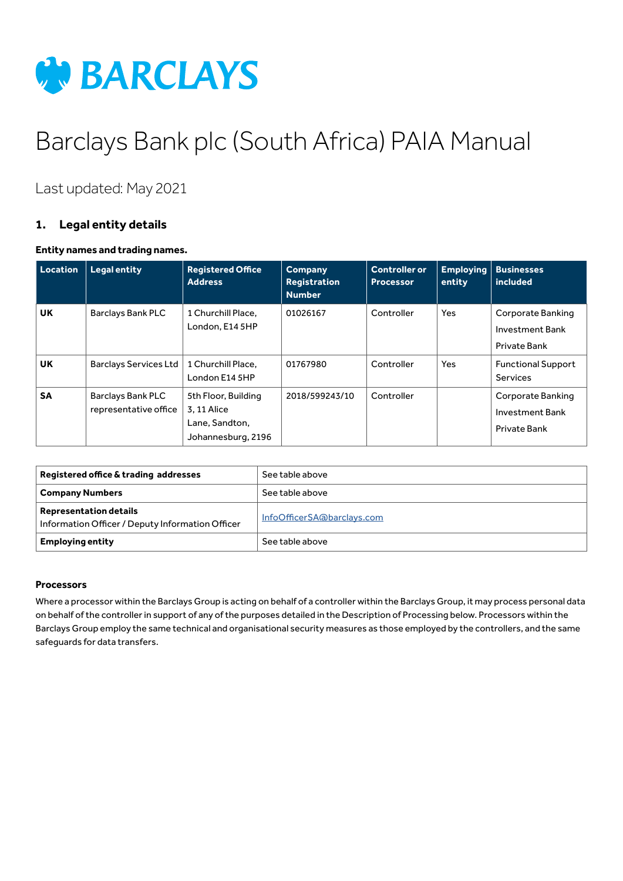BARCLAYS

# Barclays Bank plc (South Africa) PAIA Manual

Last updated: May 2021

## 1. Legal entity details

**Entity names and trading names.**

| Location | Legal entity | Registered Office Address | Company Registration Number | Controller or Processor | Employing entity | Businesses included |
|---|---|---|---|---|---|---|
| **UK** | Barclays Bank PLC | 1 Churchill Place, London, E14 5HP | 01026167 | Controller | Yes | Corporate Banking<br>Investment Bank<br>Private Bank |
| **UK** | Barclays Services Ltd | 1 Churchill Place, London E14 5HP | 01767980 | Controller | Yes | Functional Support Services |
| **SA** | Barclays Bank PLC representative office | 5th Floor, Building 3, 11 Alice Lane, Sandton, Johannesburg, 2196 | 2018/599243/10 | Controller | | Corporate Banking<br>Investment Bank<br>Private Bank |

| | |
|---|---|
| **Registered office & trading addresses** | See table above |
| **Company Numbers** | See table above |
| **Representation details**<br>Information Officer / Deputy Information Officer | InfoOfficerSA@barclays.com |
| **Employing entity** | See table above |

**Processors**

Where a processor within the Barclays Group is acting on behalf of a controller within the Barclays Group, it may process personal data on behalf of the controller in support of any of the purposes detailed in the Description of Processing below. Processors within the Barclays Group employ the same technical and organisational security measures as those employed by the controllers, and the same safeguards for data transfers.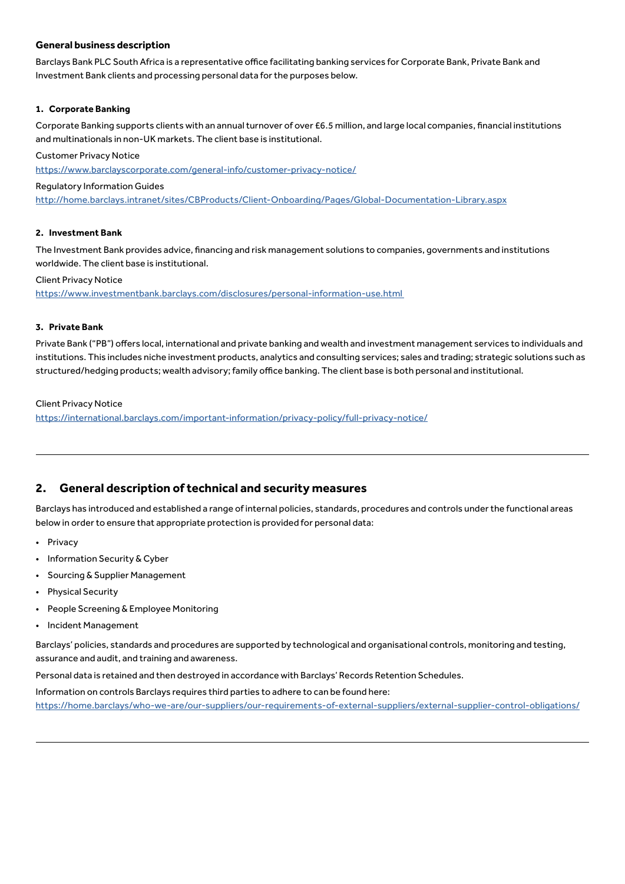### General business description

Barclays Bank PLC South Africa is a representative office facilitating banking services for Corporate Bank, Private Bank and Investment Bank clients and processing personal data for the purposes below.

#### 1. Corporate Banking

Corporate Banking supports clients with an annual turnover of over £6.5 million, and large local companies, financial institutions and multinationals in non-UK markets. The client base is institutional.

Customer Privacy Notice
https://www.barclayscorporate.com/general-info/customer-privacy-notice/

Regulatory Information Guides
http://home.barclays.intranet/sites/CBProducts/Client-Onboarding/Pages/Global-Documentation-Library.aspx

#### 2. Investment Bank

The Investment Bank provides advice, financing and risk management solutions to companies, governments and institutions worldwide. The client base is institutional.

Client Privacy Notice
https://www.investmentbank.barclays.com/disclosures/personal-information-use.html

#### 3. Private Bank

Private Bank ("PB") offers local, international and private banking and wealth and investment management services to individuals and institutions. This includes niche investment products, analytics and consulting services; sales and trading; strategic solutions such as structured/hedging products; wealth advisory; family office banking. The client base is both personal and institutional.

Client Privacy Notice
https://international.barclays.com/important-information/privacy-policy/full-privacy-notice/

---

## 2. General description of technical and security measures

Barclays has introduced and established a range of internal policies, standards, procedures and controls under the functional areas below in order to ensure that appropriate protection is provided for personal data:

- Privacy
- Information Security & Cyber
- Sourcing & Supplier Management
- Physical Security
- People Screening & Employee Monitoring
- Incident Management

Barclays' policies, standards and procedures are supported by technological and organisational controls, monitoring and testing, assurance and audit, and training and awareness.

Personal data is retained and then destroyed in accordance with Barclays' Records Retention Schedules.

Information on controls Barclays requires third parties to adhere to can be found here:
https://home.barclays/who-we-are/our-suppliers/our-requirements-of-external-suppliers/external-supplier-control-obligations/

---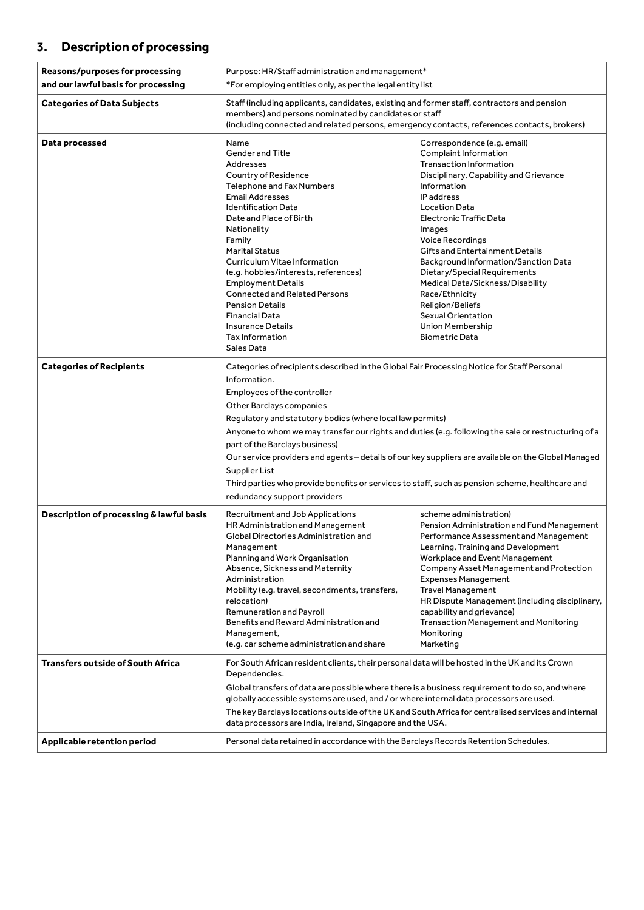## 3. Description of processing

| | |
|---|---|
| **Reasons/purposes for processing and our lawful basis for processing** | Purpose: HR/Staff administration and management*<br>*For employing entities only, as per the legal entity list |
| **Categories of Data Subjects** | Staff (including applicants, candidates, existing and former staff, contractors and pension members) and persons nominated by candidates or staff<br>(including connected and related persons, emergency contacts, references contacts, brokers) |
| **Data processed** | Name<br>Gender and Title<br>Addresses<br>Country of Residence<br>Telephone and Fax Numbers<br>Email Addresses<br>Identification Data<br>Date and Place of Birth<br>Nationality<br>Family<br>Marital Status<br>Curriculum Vitae Information (e.g. hobbies/interests, references)<br>Employment Details<br>Connected and Related Persons<br>Pension Details<br>Financial Data<br>Insurance Details<br>Tax Information<br>Sales Data<br>Correspondence (e.g. email)<br>Complaint Information<br>Transaction Information<br>Disciplinary, Capability and Grievance Information<br>IP address<br>Location Data<br>Electronic Traffic Data<br>Images<br>Voice Recordings<br>Gifts and Entertainment Details<br>Background Information/Sanction Data<br>Dietary/Special Requirements<br>Medical Data/Sickness/Disability<br>Race/Ethnicity<br>Religion/Beliefs<br>Sexual Orientation<br>Union Membership<br>Biometric Data |
| **Categories of Recipients** | Categories of recipients described in the Global Fair Processing Notice for Staff Personal Information.<br>Employees of the controller<br>Other Barclays companies<br>Regulatory and statutory bodies (where local law permits)<br>Anyone to whom we may transfer our rights and duties (e.g. following the sale or restructuring of a part of the Barclays business)<br>Our service providers and agents – details of our key suppliers are available on the Global Managed Supplier List<br>Third parties who provide benefits or services to staff, such as pension scheme, healthcare and redundancy support providers |
| **Description of processing & lawful basis** | Recruitment and Job Applications<br>HR Administration and Management<br>Global Directories Administration and Management<br>Planning and Work Organisation<br>Absence, Sickness and Maternity Administration<br>Mobility (e.g. travel, secondments, transfers, relocation)<br>Remuneration and Payroll<br>Benefits and Reward Administration and Management, (e.g. car scheme administration and share scheme administration)<br>Pension Administration and Fund Management<br>Performance Assessment and Management<br>Learning, Training and Development<br>Workplace and Event Management<br>Company Asset Management and Protection<br>Expenses Management<br>Travel Management<br>HR Dispute Management (including disciplinary, capability and grievance)<br>Transaction Management and Monitoring<br>Monitoring<br>Marketing |
| **Transfers outside of South Africa** | For South African resident clients, their personal data will be hosted in the UK and its Crown Dependencies.<br>Global transfers of data are possible where there is a business requirement to do so, and where globally accessible systems are used, and / or where internal data processors are used.<br>The key Barclays locations outside of the UK and South Africa for centralised services and internal data processors are India, Ireland, Singapore and the USA. |
| **Applicable retention period** | Personal data retained in accordance with the Barclays Records Retention Schedules. |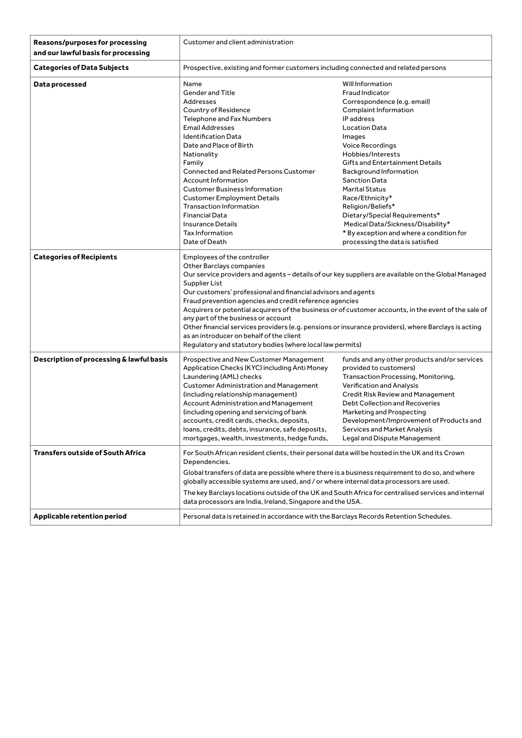| **Reasons/purposes for processing and our lawful basis for processing** | Customer and client administration |
|---|---|
| **Categories of Data Subjects** | Prospective, existing and former customers including connected and related persons |
| **Data processed** | Name<br>Gender and Title<br>Addresses<br>Country of Residence<br>Telephone and Fax Numbers<br>Email Addresses<br>Identification Data<br>Date and Place of Birth<br>Nationality<br>Family<br>Connected and Related Persons Customer<br>Account Information<br>Customer Business Information<br>Customer Employment Details<br>Transaction Information<br>Financial Data<br>Insurance Details<br>Tax Information<br>Date of Death<br>Will Information<br>Fraud Indicator<br>Correspondence (e.g. email)<br>Complaint Information<br>IP address<br>Location Data<br>Images<br>Voice Recordings<br>Hobbies/Interests<br>Gifts and Entertainment Details<br>Background Information<br>Sanction Data<br>Marital Status<br>Race/Ethnicity*<br>Religion/Beliefs*<br>Dietary/Special Requirements*<br>Medical Data/Sickness/Disability*<br>* By exception and where a condition for processing the data is satisfied |
| **Categories of Recipients** | Employees of the controller<br>Other Barclays companies<br>Our service providers and agents – details of our key suppliers are available on the Global Managed Supplier List<br>Our customers' professional and financial advisors and agents<br>Fraud prevention agencies and credit reference agencies<br>Acquirers or potential acquirers of the business or of customer accounts, in the event of the sale of any part of the business or account<br>Other financial services providers (e.g. pensions or insurance providers), where Barclays is acting as an introducer on behalf of the client<br>Regulatory and statutory bodies (where local law permits) |
| **Description of processing & lawful basis** | Prospective and New Customer Management<br>Application Checks (KYC) including Anti Money Laundering (AML) checks<br>Customer Administration and Management (including relationship management)<br>Account Administration and Management (including opening and servicing of bank accounts, credit cards, checks, deposits, loans, credits, debts, insurance, safe deposits, mortgages, wealth, investments, hedge funds, funds and any other products and/or services provided to customers)<br>Transaction Processing, Monitoring, Verification and Analysis<br>Credit Risk Review and Management<br>Debt Collection and Recoveries<br>Marketing and Prospecting<br>Development/Improvement of Products and Services and Market Analysis<br>Legal and Dispute Management |
| **Transfers outside of South Africa** | For South African resident clients, their personal data will be hosted in the UK and its Crown Dependencies.<br>Global transfers of data are possible where there is a business requirement to do so, and where globally accessible systems are used, and / or where internal data processors are used.<br>The key Barclays locations outside of the UK and South Africa for centralised services and internal data processors are India, Ireland, Singapore and the USA. |
| **Applicable retention period** | Personal data is retained in accordance with the Barclays Records Retention Schedules. |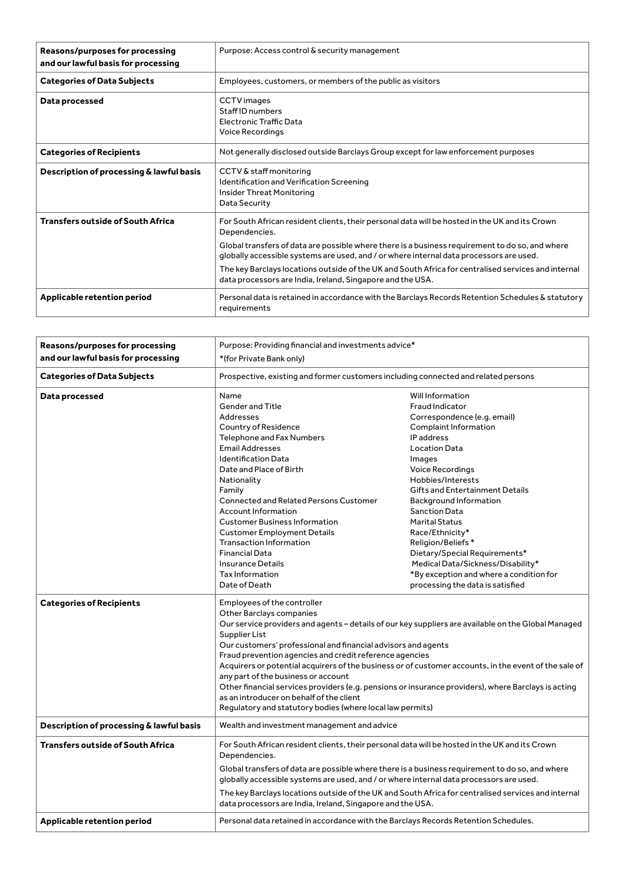| Reasons/purposes for processing and our lawful basis for processing | Purpose: Access control & security management |
|---|---|
| **Categories of Data Subjects** | Employees, customers, or members of the public as visitors |
| **Data processed** | CCTV images<br>Staff ID numbers<br>Electronic Traffic Data<br>Voice Recordings |
| **Categories of Recipients** | Not generally disclosed outside Barclays Group except for law enforcement purposes |
| **Description of processing & lawful basis** | CCTV & staff monitoring<br>Identification and Verification Screening<br>Insider Threat Monitoring<br>Data Security |
| **Transfers outside of South Africa** | For South African resident clients, their personal data will be hosted in the UK and its Crown Dependencies.<br>Global transfers of data are possible where there is a business requirement to do so, and where globally accessible systems are used, and / or where internal data processors are used.<br>The key Barclays locations outside of the UK and South Africa for centralised services and internal data processors are India, Ireland, Singapore and the USA. |
| **Applicable retention period** | Personal data is retained in accordance with the Barclays Records Retention Schedules & statutory requirements |

| Reasons/purposes for processing and our lawful basis for processing | Purpose: Providing financial and investments advice*<br>*(for Private Bank only) | |
|---|---|---|
| **Categories of Data Subjects** | Prospective, existing and former customers including connected and related persons | |
| **Data processed** | Name<br>Gender and Title<br>Addresses<br>Country of Residence<br>Telephone and Fax Numbers<br>Email Addresses<br>Identification Data<br>Date and Place of Birth<br>Nationality<br>Family<br>Connected and Related Persons Customer<br>Account Information<br>Customer Business Information<br>Customer Employment Details<br>Transaction Information<br>Financial Data<br>Insurance Details<br>Tax Information<br>Date of Death | Will Information<br>Fraud Indicator<br>Correspondence (e.g. email)<br>Complaint Information<br>IP address<br>Location Data<br>Images<br>Voice Recordings<br>Hobbies/Interests<br>Gifts and Entertainment Details<br>Background Information<br>Sanction Data<br>Marital Status<br>Race/Ethnicity*<br>Religion/Beliefs *<br>Dietary/Special Requirements*<br>Medical Data/Sickness/Disability*<br>*By exception and where a condition for processing the data is satisfied |
| **Categories of Recipients** | Employees of the controller<br>Other Barclays companies<br>Our service providers and agents – details of our key suppliers are available on the Global Managed Supplier List<br>Our customers' professional and financial advisors and agents<br>Fraud prevention agencies and credit reference agencies<br>Acquirers or potential acquirers of the business or of customer accounts, in the event of the sale of any part of the business or account<br>Other financial services providers (e.g. pensions or insurance providers), where Barclays is acting as an introducer on behalf of the client<br>Regulatory and statutory bodies (where local law permits) | |
| **Description of processing & lawful basis** | Wealth and investment management and advice | |
| **Transfers outside of South Africa** | For South African resident clients, their personal data will be hosted in the UK and its Crown Dependencies.<br>Global transfers of data are possible where there is a business requirement to do so, and where globally accessible systems are used, and / or where internal data processors are used.<br>The key Barclays locations outside of the UK and South Africa for centralised services and internal data processors are India, Ireland, Singapore and the USA. | |
| **Applicable retention period** | Personal data retained in accordance with the Barclays Records Retention Schedules. | |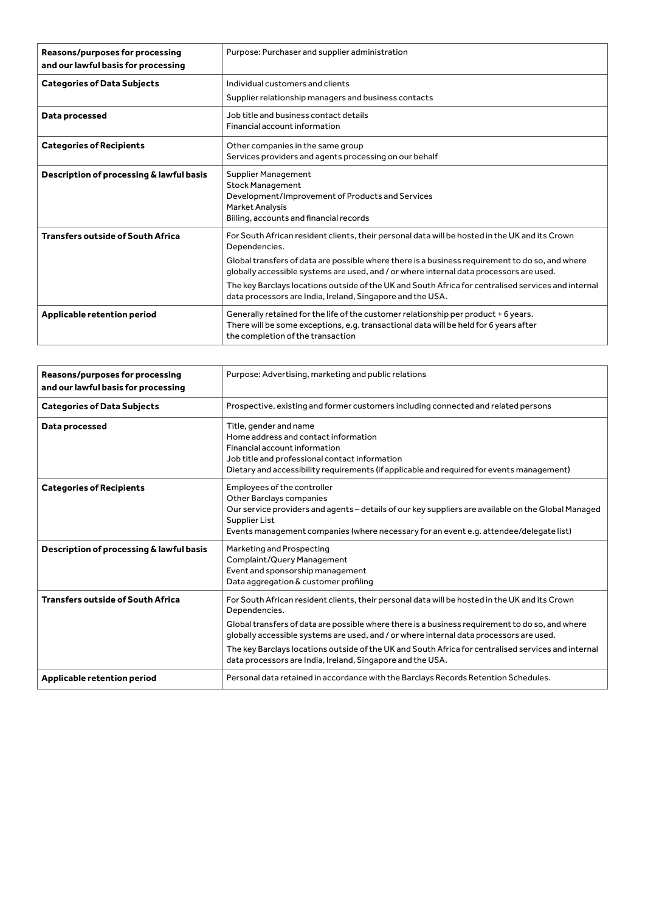| Reasons/purposes for processing and our lawful basis for processing | Purpose: Purchaser and supplier administration |
|---|---|
| **Categories of Data Subjects** | Individual customers and clients<br>Supplier relationship managers and business contacts |
| **Data processed** | Job title and business contact details<br>Financial account information |
| **Categories of Recipients** | Other companies in the same group<br>Services providers and agents processing on our behalf |
| **Description of processing & lawful basis** | Supplier Management<br>Stock Management<br>Development/Improvement of Products and Services<br>Market Analysis<br>Billing, accounts and financial records |
| **Transfers outside of South Africa** | For South African resident clients, their personal data will be hosted in the UK and its Crown Dependencies.<br>Global transfers of data are possible where there is a business requirement to do so, and where globally accessible systems are used, and / or where internal data processors are used.<br>The key Barclays locations outside of the UK and South Africa for centralised services and internal data processors are India, Ireland, Singapore and the USA. |
| **Applicable retention period** | Generally retained for the life of the customer relationship per product + 6 years.<br>There will be some exceptions, e.g. transactional data will be held for 6 years after the completion of the transaction |

| Reasons/purposes for processing and our lawful basis for processing | Purpose: Advertising, marketing and public relations |
|---|---|
| **Categories of Data Subjects** | Prospective, existing and former customers including connected and related persons |
| **Data processed** | Title, gender and name<br>Home address and contact information<br>Financial account information<br>Job title and professional contact information<br>Dietary and accessibility requirements (if applicable and required for events management) |
| **Categories of Recipients** | Employees of the controller<br>Other Barclays companies<br>Our service providers and agents – details of our key suppliers are available on the Global Managed Supplier List<br>Events management companies (where necessary for an event e.g. attendee/delegate list) |
| **Description of processing & lawful basis** | Marketing and Prospecting<br>Complaint/Query Management<br>Event and sponsorship management<br>Data aggregation & customer profiling |
| **Transfers outside of South Africa** | For South African resident clients, their personal data will be hosted in the UK and its Crown Dependencies.<br>Global transfers of data are possible where there is a business requirement to do so, and where globally accessible systems are used, and / or where internal data processors are used.<br>The key Barclays locations outside of the UK and South Africa for centralised services and internal data processors are India, Ireland, Singapore and the USA. |
| **Applicable retention period** | Personal data retained in accordance with the Barclays Records Retention Schedules. |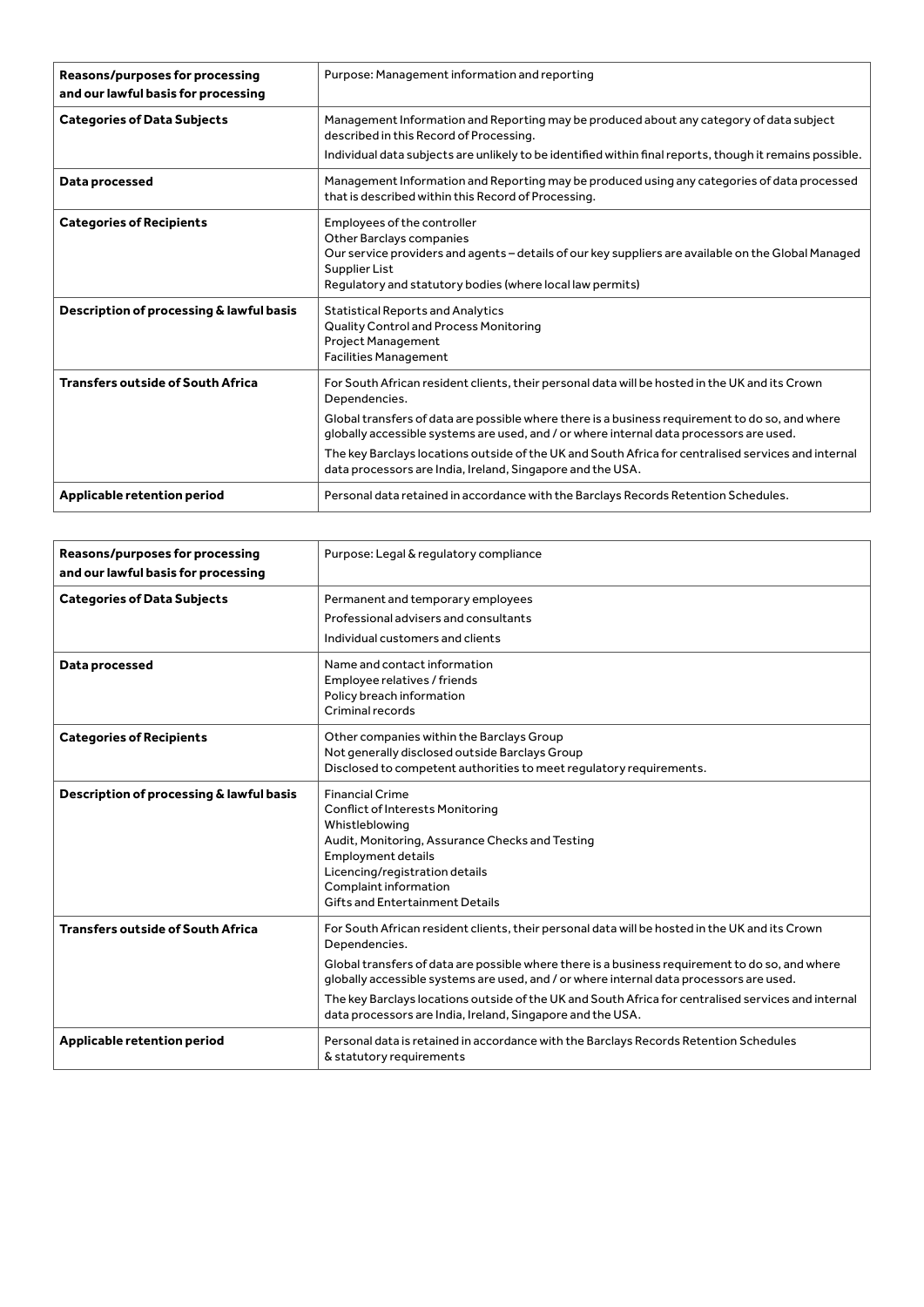| Reasons/purposes for processing and our lawful basis for processing | Purpose: Management information and reporting |
|---|---|
| **Categories of Data Subjects** | Management Information and Reporting may be produced about any category of data subject described in this Record of Processing.<br>Individual data subjects are unlikely to be identified within final reports, though it remains possible. |
| **Data processed** | Management Information and Reporting may be produced using any categories of data processed that is described within this Record of Processing. |
| **Categories of Recipients** | Employees of the controller<br>Other Barclays companies<br>Our service providers and agents – details of our key suppliers are available on the Global Managed Supplier List<br>Regulatory and statutory bodies (where local law permits) |
| **Description of processing & lawful basis** | Statistical Reports and Analytics<br>Quality Control and Process Monitoring<br>Project Management<br>Facilities Management |
| **Transfers outside of South Africa** | For South African resident clients, their personal data will be hosted in the UK and its Crown Dependencies.<br>Global transfers of data are possible where there is a business requirement to do so, and where globally accessible systems are used, and / or where internal data processors are used.<br>The key Barclays locations outside of the UK and South Africa for centralised services and internal data processors are India, Ireland, Singapore and the USA. |
| **Applicable retention period** | Personal data retained in accordance with the Barclays Records Retention Schedules. |

| Reasons/purposes for processing and our lawful basis for processing | Purpose: Legal & regulatory compliance |
|---|---|
| **Categories of Data Subjects** | Permanent and temporary employees<br>Professional advisers and consultants<br>Individual customers and clients |
| **Data processed** | Name and contact information<br>Employee relatives / friends<br>Policy breach information<br>Criminal records |
| **Categories of Recipients** | Other companies within the Barclays Group<br>Not generally disclosed outside Barclays Group<br>Disclosed to competent authorities to meet regulatory requirements. |
| **Description of processing & lawful basis** | Financial Crime<br>Conflict of Interests Monitoring<br>Whistleblowing<br>Audit, Monitoring, Assurance Checks and Testing<br>Employment details<br>Licencing/registration details<br>Complaint information<br>Gifts and Entertainment Details |
| **Transfers outside of South Africa** | For South African resident clients, their personal data will be hosted in the UK and its Crown Dependencies.<br>Global transfers of data are possible where there is a business requirement to do so, and where globally accessible systems are used, and / or where internal data processors are used.<br>The key Barclays locations outside of the UK and South Africa for centralised services and internal data processors are India, Ireland, Singapore and the USA. |
| **Applicable retention period** | Personal data is retained in accordance with the Barclays Records Retention Schedules & statutory requirements |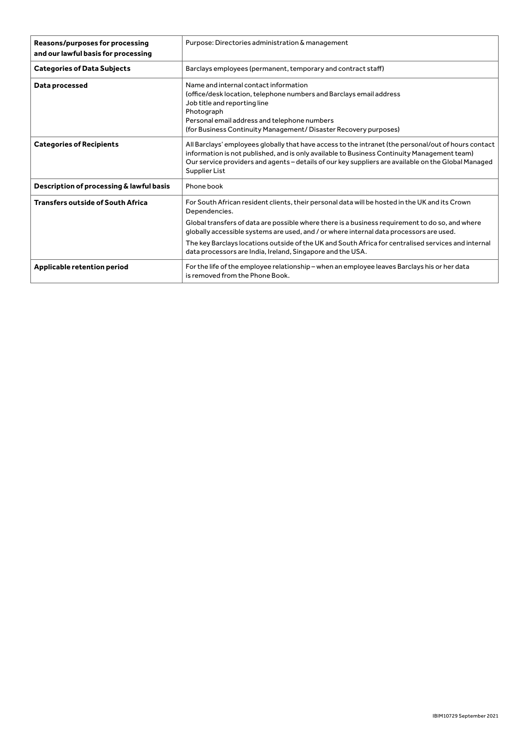| | |
|---|---|
| **Reasons/purposes for processing and our lawful basis for processing** | Purpose: Directories administration & management |
| **Categories of Data Subjects** | Barclays employees (permanent, temporary and contract staff) |
| **Data processed** | Name and internal contact information<br>(office/desk location, telephone numbers and Barclays email address<br>Job title and reporting line<br>Photograph<br>Personal email address and telephone numbers<br>(for Business Continuity Management/ Disaster Recovery purposes) |
| **Categories of Recipients** | All Barclays' employees globally that have access to the intranet (the personal/out of hours contact information is not published, and is only available to Business Continuity Management team)<br>Our service providers and agents – details of our key suppliers are available on the Global Managed Supplier List |
| **Description of processing & lawful basis** | Phone book |
| **Transfers outside of South Africa** | For South African resident clients, their personal data will be hosted in the UK and its Crown Dependencies.<br><br>Global transfers of data are possible where there is a business requirement to do so, and where globally accessible systems are used, and / or where internal data processors are used.<br><br>The key Barclays locations outside of the UK and South Africa for centralised services and internal data processors are India, Ireland, Singapore and the USA. |
| **Applicable retention period** | For the life of the employee relationship – when an employee leaves Barclays his or her data is removed from the Phone Book. |

IBIM10729 September 2021